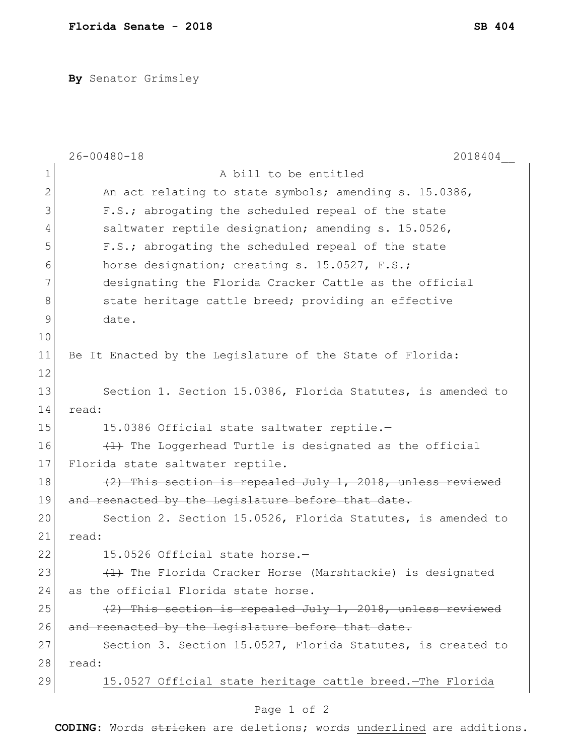**Florida Senate - 2018** **SB 404**

**By** Senator Grimsley

26-00480-18 2018404__

A bill to be entitled

An act relating to state symbols; amending s. 15.0386, F.S.; abrogating the scheduled repeal of the state saltwater reptile designation; amending s. 15.0526, F.S.; abrogating the scheduled repeal of the state horse designation; creating s. 15.0527, F.S.; designating the Florida Cracker Cattle as the official state heritage cattle breed; providing an effective date.

Be It Enacted by the Legislature of the State of Florida:

Section 1. Section 15.0386, Florida Statutes, is amended to read:

15.0386 Official state saltwater reptile.—

~~(1)~~ The Loggerhead Turtle is designated as the official Florida state saltwater reptile.

~~(2) This section is repealed July 1, 2018, unless reviewed and reenacted by the Legislature before that date.~~

Section 2. Section 15.0526, Florida Statutes, is amended to read:

15.0526 Official state horse.—

~~(1)~~ The Florida Cracker Horse (Marshtackie) is designated as the official Florida state horse.

~~(2) This section is repealed July 1, 2018, unless reviewed and reenacted by the Legislature before that date.~~

Section 3. Section 15.0527, Florida Statutes, is created to read:

<u>15.0527 Official state heritage cattle breed.—The Florida</u>

**CODING:** Words ~~stricken~~ are deletions; words <u>underlined</u> are additions.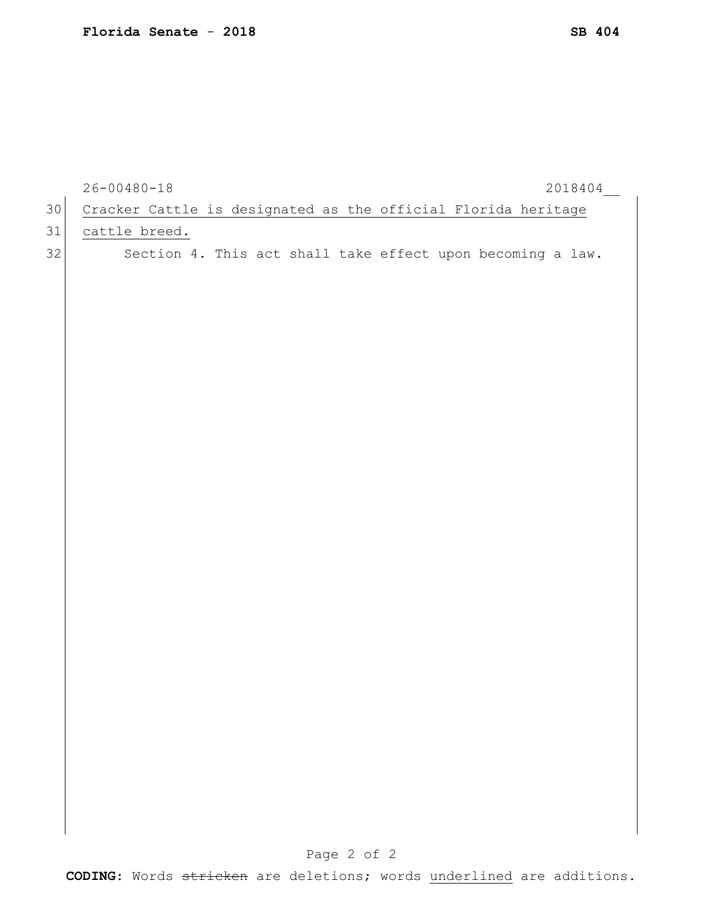26-00480-18 2018404__

30 Cracker Cattle is designated as the official Florida heritage
31 cattle breed.
32 Section 4. This act shall take effect upon becoming a law.

**CODING:** Words ~~stricken~~ are deletions; words underlined are additions.